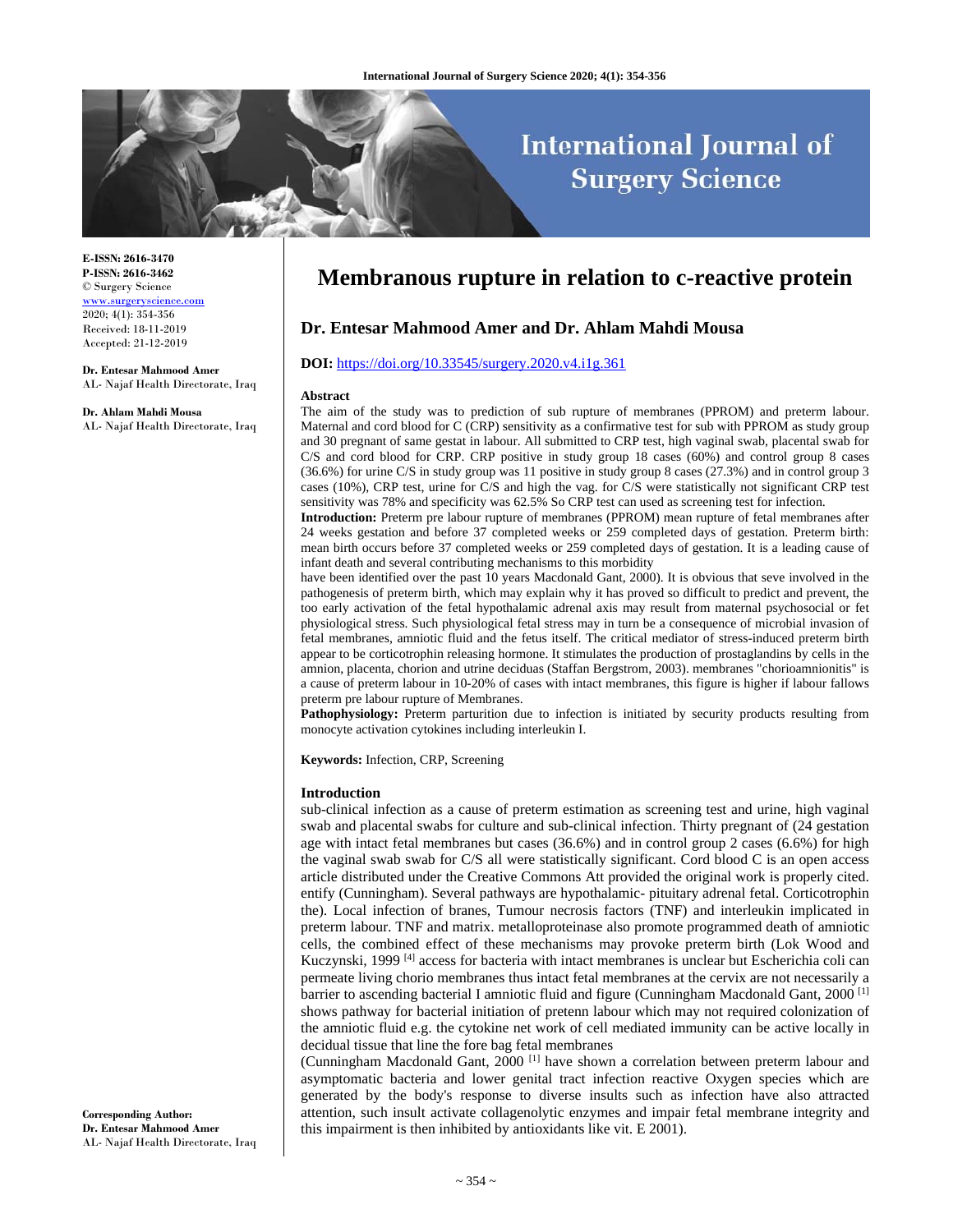E-ISSN: 2616-3470
P-ISSN: 2616-3462
© Surgery Science
www.surgeryscience.com
2020; 4(1): 354-356
Received: 18-11-2019
Accepted: 21-12-2019

**Dr. Entesar Mahmood Amer**
AL- Najaf Health Directorate, Iraq

**Dr. Ahlam Mahdi Mousa**
AL- Najaf Health Directorate, Iraq

**Corresponding Author:**
**Dr. Entesar Mahmood Amer**
AL- Najaf Health Directorate, Iraq

# Membranous rupture in relation to c-reactive protein

## Dr. Entesar Mahmood Amer and Dr. Ahlam Mahdi Mousa

**DOI:** https://doi.org/10.33545/surgery.2020.v4.i1g.361

### Abstract

The aim of the study was to prediction of sub rupture of membranes (PPROM) and preterm labour. Maternal and cord blood for C (CRP) sensitivity as a confirmative test for sub with PPROM as study group and 30 pregnant of same gestat in labour. All submitted to CRP test, high vaginal swab, placental swab for C/S and cord blood for CRP. CRP positive in study group 18 cases (60%) and control group 8 cases (36.6%) for urine C/S in study group was 11 positive in study group 8 cases (27.3%) and in control group 3 cases (10%), CRP test, urine for C/S and high the vag. for C/S were statistically not significant CRP test sensitivity was 78% and specificity was 62.5% So CRP test can used as screening test for infection.

**Introduction:** Preterm pre labour rupture of membranes (PPROM) mean rupture of fetal membranes after 24 weeks gestation and before 37 completed weeks or 259 completed days of gestation. Preterm birth: mean birth occurs before 37 completed weeks or 259 completed days of gestation. It is a leading cause of infant death and several contributing mechanisms to this morbidity have been identified over the past 10 years Macdonald Gant, 2000). It is obvious that seve involved in the pathogenesis of preterm birth, which may explain why it has proved so difficult to predict and prevent, the too early activation of the fetal hypothalamic adrenal axis may result from maternal psychosocial or fet physiological stress. Such physiological fetal stress may in turn be a consequence of microbial invasion of fetal membranes, amniotic fluid and the fetus itself. The critical mediator of stress-induced preterm birth appear to be corticotrophin releasing hormone. It stimulates the production of prostaglandins by cells in the amnion, placenta, chorion and utrine deciduas (Staffan Bergstrom, 2003). membranes "chorioamnionitis" is a cause of preterm labour in 10-20% of cases with intact membranes, this figure is higher if labour fallows preterm pre labour rupture of Membranes.

**Pathophysiology:** Preterm parturition due to infection is initiated by security products resulting from monocyte activation cytokines including interleukin I.

**Keywords:** Infection, CRP, Screening

### Introduction

sub-clinical infection as a cause of preterm estimation as screening test and urine, high vaginal swab and placental swabs for culture and sub-clinical infection. Thirty pregnant of (24 gestation age with intact fetal membranes but cases (36.6%) and in control group 2 cases (6.6%) for high the vaginal swab swab for C/S all were statistically significant. Cord blood C is an open access article distributed under the Creative Commons Att provided the original work is properly cited. entify (Cunningham). Several pathways are hypothalamic- pituitary adrenal fetal. Corticotrophin the). Local infection of branes, Tumour necrosis factors (TNF) and interleukin implicated in preterm labour. TNF and matrix. metalloproteinase also promote programmed death of amniotic cells, the combined effect of these mechanisms may provoke preterm birth (Lok Wood and Kuczynski, 1999 [4] access for bacteria with intact membranes is unclear but Escherichia coli can permeate living chorio membranes thus intact fetal membranes at the cervix are not necessarily a barrier to ascending bacterial I amniotic fluid and figure (Cunningham Macdonald Gant, 2000 [1] shows pathway for bacterial initiation of pretenn labour which may not required colonization of the amniotic fluid e.g. the cytokine net work of cell mediated immunity can be active locally in decidual tissue that line the fore bag fetal membranes

(Cunningham Macdonald Gant, 2000 [1] have shown a correlation between preterm labour and asymptomatic bacteria and lower genital tract infection reactive Oxygen species which are generated by the body's response to diverse insults such as infection have also attracted attention, such insult activate collagenolytic enzymes and impair fetal membrane integrity and this impairment is then inhibited by antioxidants like vit. E 2001).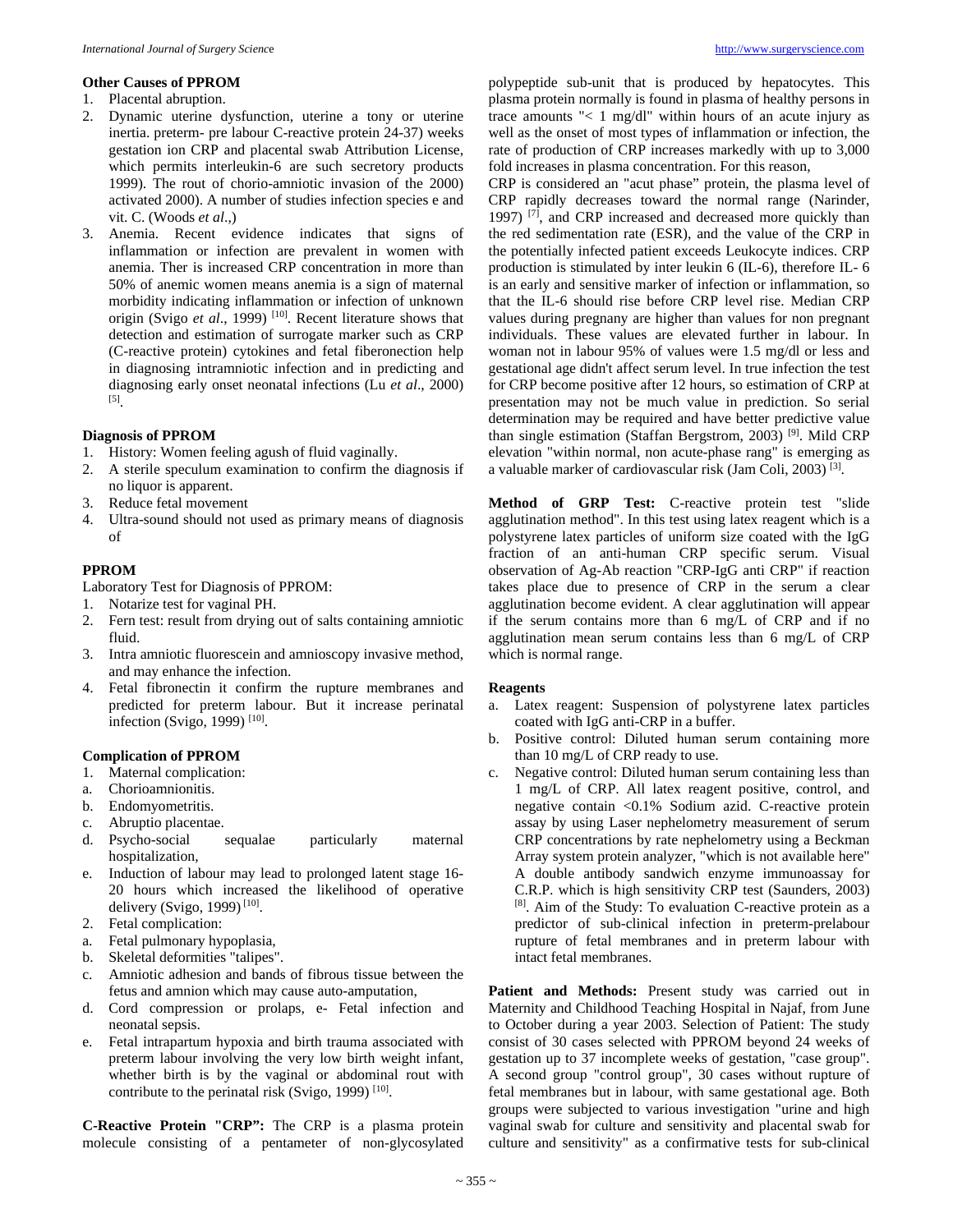### Other Causes of PPROM

1. Placental abruption.
2. Dynamic uterine dysfunction, uterine a tony or uterine inertia. preterm- pre labour C-reactive protein 24-37) weeks gestation ion CRP and placental swab Attribution License, which permits interleukin-6 are such secretory products 1999). The rout of chorio-amniotic invasion of the 2000) activated 2000). A number of studies infection species e and vit. C. (Woods *et al*.,)
3. Anemia. Recent evidence indicates that signs of inflammation or infection are prevalent in women with anemia. Ther is increased CRP concentration in more than 50% of anemic women means anemia is a sign of maternal morbidity indicating inflammation or infection of unknown origin (Svigo *et al*., 1999) [10]. Recent literature shows that detection and estimation of surrogate marker such as CRP (C-reactive protein) cytokines and fetal fiberonection help in diagnosing intramniotic infection and in predicting and diagnosing early onset neonatal infections (Lu *et al*., 2000) [5].

### Diagnosis of PPROM

1. History: Women feeling agush of fluid vaginally.
2. A sterile speculum examination to confirm the diagnosis if no liquor is apparent.
3. Reduce fetal movement
4. Ultra-sound should not used as primary means of diagnosis of

### PPROM

Laboratory Test for Diagnosis of PPROM:

1. Notarize test for vaginal PH.
2. Fern test: result from drying out of salts containing amniotic fluid.
3. Intra amniotic fluorescein and amnioscopy invasive method, and may enhance the infection.
4. Fetal fibronectin it confirm the rupture membranes and predicted for preterm labour. But it increase perinatal infection (Svigo, 1999) [10].

### Complication of PPROM

1. Maternal complication:
   a. Chorioamnionitis.
   b. Endomyometritis.
   c. Abruptio placentae.
   d. Psycho-social sequalae particularly maternal hospitalization,
   e. Induction of labour may lead to prolonged latent stage 16-20 hours which increased the likelihood of operative delivery (Svigo, 1999) [10].
2. Fetal complication:
   a. Fetal pulmonary hypoplasia,
   b. Skeletal deformities "talipes".
   c. Amniotic adhesion and bands of fibrous tissue between the fetus and amnion which may cause auto-amputation,
   d. Cord compression or prolaps, e- Fetal infection and neonatal sepsis.
   e. Fetal intrapartum hypoxia and birth trauma associated with preterm labour involving the very low birth weight infant, whether birth is by the vaginal or abdominal rout with contribute to the perinatal risk (Svigo, 1999) [10].

**C-Reactive Protein "CRP":** The CRP is a plasma protein molecule consisting of a pentameter of non-glycosylated polypeptide sub-unit that is produced by hepatocytes. This plasma protein normally is found in plasma of healthy persons in trace amounts "< 1 mg/dl" within hours of an acute injury as well as the onset of most types of inflammation or infection, the rate of production of CRP increases markedly with up to 3,000 fold increases in plasma concentration. For this reason,

CRP is considered an "acut phase" protein, the plasma level of CRP rapidly decreases toward the normal range (Narinder, 1997) [7], and CRP increased and decreased more quickly than the red sedimentation rate (ESR), and the value of the CRP in the potentially infected patient exceeds Leukocyte indices. CRP production is stimulated by inter leukin 6 (IL-6), therefore IL- 6 is an early and sensitive marker of infection or inflammation, so that the IL-6 should rise before CRP level rise. Median CRP values during pregnany are higher than values for non pregnant individuals. These values are elevated further in labour. In woman not in labour 95% of values were 1.5 mg/dl or less and gestational age didn't affect serum level. In true infection the test for CRP become positive after 12 hours, so estimation of CRP at presentation may not be much value in prediction. So serial determination may be required and have better predictive value than single estimation (Staffan Bergstrom, 2003) [9]. Mild CRP elevation "within normal, non acute-phase rang" is emerging as a valuable marker of cardiovascular risk (Jam Coli, 2003) [3].

**Method of GRP Test:** C-reactive protein test "slide agglutination method". In this test using latex reagent which is a polystyrene latex particles of uniform size coated with the IgG fraction of an anti-human CRP specific serum. Visual observation of Ag-Ab reaction "CRP-IgG anti CRP" if reaction takes place due to presence of CRP in the serum a clear agglutination become evident. A clear agglutination will appear if the serum contains more than 6 mg/L of CRP and if no agglutination mean serum contains less than 6 mg/L of CRP which is normal range.

### Reagents

a. Latex reagent: Suspension of polystyrene latex particles coated with IgG anti-CRP in a buffer.
b. Positive control: Diluted human serum containing more than 10 mg/L of CRP ready to use.
c. Negative control: Diluted human serum containing less than 1 mg/L of CRP. All latex reagent positive, control, and negative contain <0.1% Sodium azid. C-reactive protein assay by using Laser nephelometry measurement of serum CRP concentrations by rate nephelometry using a Beckman Array system protein analyzer, "which is not available here" A double antibody sandwich enzyme immunoassay for C.R.P. which is high sensitivity CRP test (Saunders, 2003) [8]. Aim of the Study: To evaluation C-reactive protein as a predictor of sub-clinical infection in preterm-prelabour rupture of fetal membranes and in preterm labour with intact fetal membranes.

**Patient and Methods:** Present study was carried out in Maternity and Childhood Teaching Hospital in Najaf, from June to October during a year 2003. Selection of Patient: The study consist of 30 cases selected with PPROM beyond 24 weeks of gestation up to 37 incomplete weeks of gestation, "case group". A second group "control group", 30 cases without rupture of fetal membranes but in labour, with same gestational age. Both groups were subjected to various investigation "urine and high vaginal swab for culture and sensitivity and placental swab for culture and sensitivity" as a confirmative tests for sub-clinical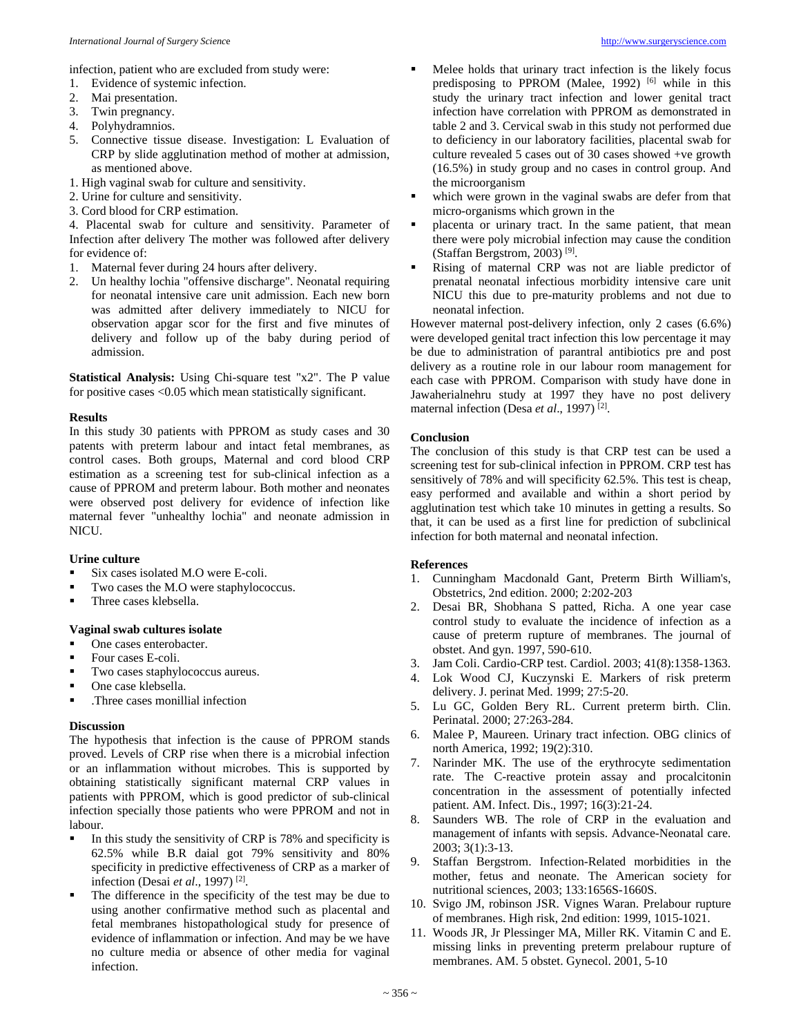infection, patient who are excluded from study were:

1. Evidence of systemic infection.
2. Mai presentation.
3. Twin pregnancy.
4. Polyhydramnios.
5. Connective tissue disease. Investigation: L Evaluation of CRP by slide agglutination method of mother at admission, as mentioned above.

1. High vaginal swab for culture and sensitivity.
2. Urine for culture and sensitivity.
3. Cord blood for CRP estimation.
4. Placental swab for culture and sensitivity. Parameter of Infection after delivery The mother was followed after delivery for evidence of:

1. Maternal fever during 24 hours after delivery.
2. Un healthy lochia "offensive discharge". Neonatal requiring for neonatal intensive care unit admission. Each new born was admitted after delivery immediately to NICU for observation apgar scor for the first and five minutes of delivery and follow up of the baby during period of admission.

**Statistical Analysis:** Using Chi-square test "x2". The P value for positive cases <0.05 which mean statistically significant.

## Results

In this study 30 patients with PPROM as study cases and 30 patents with preterm labour and intact fetal membranes, as control cases. Both groups, Maternal and cord blood CRP estimation as a screening test for sub-clinical infection as a cause of PPROM and preterm labour. Both mother and neonates were observed post delivery for evidence of infection like maternal fever "unhealthy lochia" and neonate admission in NICU.

### Urine culture

- Six cases isolated M.O were E-coli.
- Two cases the M.O were staphylococcus.
- Three cases klebsella.

### Vaginal swab cultures isolate

- One cases enterobacter.
- Four cases E-coli.
- Two cases staphylococcus aureus.
- One case klebsella.
- .Three cases monillial infection

## Discussion

The hypothesis that infection is the cause of PPROM stands proved. Levels of CRP rise when there is a microbial infection or an inflammation without microbes. This is supported by obtaining statistically significant maternal CRP values in patients with PPROM, which is good predictor of sub-clinical infection specially those patients who were PPROM and not in labour.

- In this study the sensitivity of CRP is 78% and specificity is 62.5% while B.R daial got 79% sensitivity and 80% specificity in predictive effectiveness of CRP as a marker of infection (Desai *et al*., 1997) [2].
- The difference in the specificity of the test may be due to using another confirmative method such as placental and fetal membranes histopathological study for presence of evidence of inflammation or infection. And may be we have no culture media or absence of other media for vaginal infection.
- Melee holds that urinary tract infection is the likely focus predisposing to PPROM (Malee, 1992) [6] while in this study the urinary tract infection and lower genital tract infection have correlation with PPROM as demonstrated in table 2 and 3. Cervical swab in this study not performed due to deficiency in our laboratory facilities, placental swab for culture revealed 5 cases out of 30 cases showed +ve growth (16.5%) in study group and no cases in control group. And the microorganism
- which were grown in the vaginal swabs are defer from that micro-organisms which grown in the
- placenta or urinary tract. In the same patient, that mean there were poly microbial infection may cause the condition (Staffan Bergstrom, 2003) [9].
- Rising of maternal CRP was not are liable predictor of prenatal neonatal infectious morbidity intensive care unit NICU this due to pre-maturity problems and not due to neonatal infection.

However maternal post-delivery infection, only 2 cases (6.6%) were developed genital tract infection this low percentage it may be due to administration of parantral antibiotics pre and post delivery as a routine role in our labour room management for each case with PPROM. Comparison with study have done in Jawaherialnehru study at 1997 they have no post delivery maternal infection (Desa *et al*., 1997) [2].

## Conclusion

The conclusion of this study is that CRP test can be used a screening test for sub-clinical infection in PPROM. CRP test has sensitively of 78% and will specificity 62.5%. This test is cheap, easy performed and available and within a short period by agglutination test which take 10 minutes in getting a results. So that, it can be used as a first line for prediction of subclinical infection for both maternal and neonatal infection.

## References

1. Cunningham Macdonald Gant, Preterm Birth William's, Obstetrics, 2nd edition. 2000; 2:202-203
2. Desai BR, Shobhana S patted, Richa. A one year case control study to evaluate the incidence of infection as a cause of preterm rupture of membranes. The journal of obstet. And gyn. 1997, 590-610.
3. Jam Coli. Cardio-CRP test. Cardiol. 2003; 41(8):1358-1363.
4. Lok Wood CJ, Kuczynski E. Markers of risk preterm delivery. J. perinat Med. 1999; 27:5-20.
5. Lu GC, Golden Bery RL. Current preterm birth. Clin. Perinatal. 2000; 27:263-284.
6. Malee P, Maureen. Urinary tract infection. OBG clinics of north America, 1992; 19(2):310.
7. Narinder MK. The use of the erythrocyte sedimentation rate. The C-reactive protein assay and procalcitonin concentration in the assessment of potentially infected patient. AM. Infect. Dis., 1997; 16(3):21-24.
8. Saunders WB. The role of CRP in the evaluation and management of infants with sepsis. Advance-Neonatal care. 2003; 3(1):3-13.
9. Staffan Bergstrom. Infection-Related morbidities in the mother, fetus and neonate. The American society for nutritional sciences, 2003; 133:1656S-1660S.
10. Svigo JM, robinson JSR. Vignes Waran. Prelabour rupture of membranes. High risk, 2nd edition: 1999, 1015-1021.
11. Woods JR, Jr Plessinger MA, Miller RK. Vitamin C and E. missing links in preventing preterm prelabour rupture of membranes. AM. 5 obstet. Gynecol. 2001, 5-10